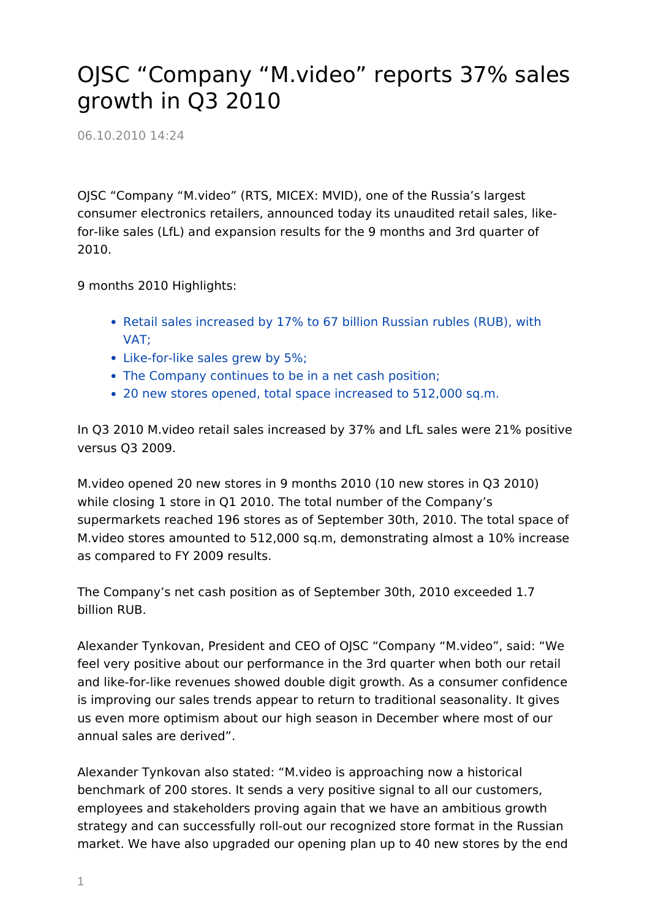# OJSC "Company "M.video" reports 37% sales growth in Q3 2010

06.10.2010 14:24

OJSC "Company "M.video" (RTS, MICEX: MVID), one of the Russia's largest consumer electronics retailers, announced today its unaudited retail sales, like-for-like sales (LfL) and expansion results for the 9 months and 3rd quarter of 2010.

9 months 2010 Highlights:

- Retail sales increased by 17% to 67 billion Russian rubles (RUB), with VAT;
- Like-for-like sales grew by 5%;
- The Company continues to be in a net cash position;
- 20 new stores opened, total space increased to 512,000 sq.m.

In Q3 2010 M.video retail sales increased by 37% and LfL sales were 21% positive versus Q3 2009.

M.video opened 20 new stores in 9 months 2010 (10 new stores in Q3 2010) while closing 1 store in Q1 2010. The total number of the Company's supermarkets reached 196 stores as of September 30th, 2010. The total space of M.video stores amounted to 512,000 sq.m, demonstrating almost a 10% increase as compared to FY 2009 results.

The Company's net cash position as of September 30th, 2010 exceeded 1.7 billion RUB.

Alexander Tynkovan, President and CEO of OJSC "Company "M.video", said: "We feel very positive about our performance in the 3rd quarter when both our retail and like-for-like revenues showed double digit growth. As a consumer confidence is improving our sales trends appear to return to traditional seasonality. It gives us even more optimism about our high season in December where most of our annual sales are derived".

Alexander Tynkovan also stated: "M.video is approaching now a historical benchmark of 200 stores. It sends a very positive signal to all our customers, employees and stakeholders proving again that we have an ambitious growth strategy and can successfully roll-out our recognized store format in the Russian market. We have also upgraded our opening plan up to 40 new stores by the end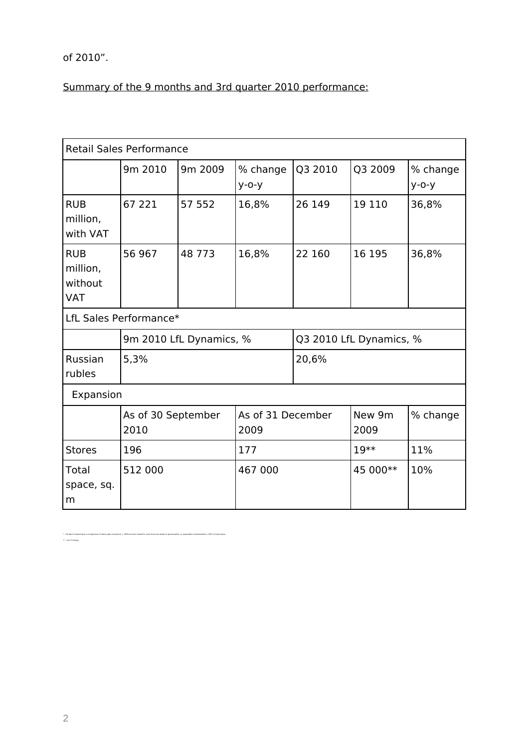of 2010”.

Summary of the 9 months and 3rd quarter 2010 performance:

| | | | | | | |
|---|---|---|---|---|---|---|
| Retail Sales Performance | | | | | | |
| | 9m 2010 | 9m 2009 | % change y-o-y | Q3 2010 | Q3 2009 | % change y-o-y |
| RUB million, with VAT | 67 221 | 57 552 | 16,8% | 26 149 | 19 110 | 36,8% |
| RUB million, without VAT | 56 967 | 48 773 | 16,8% | 22 160 | 16 195 | 36,8% |
| LfL Sales Performance* | | | | | | |
| | 9m 2010 LfL Dynamics, % | | | Q3 2010 LfL Dynamics, % | | |
| Russian rubles | 5,3% | | | 20,6% | | |
| Expansion | | | | | | |
| | As of 30 September 2010 | | As of 31 December 2009 | | New 9m 2009 | % change |
| Stores | 196 | | 177 | | 19** | 11% |
| Total space, sq. m | 512 000 | | 467 000 | | 45 000** | 10% |

* - LfL data is based upon a comparison of stores open at January 1, 2009 and not closed for more than two weeks or permanently, or expanded or downsized by >20% of total space.

** - net of closing